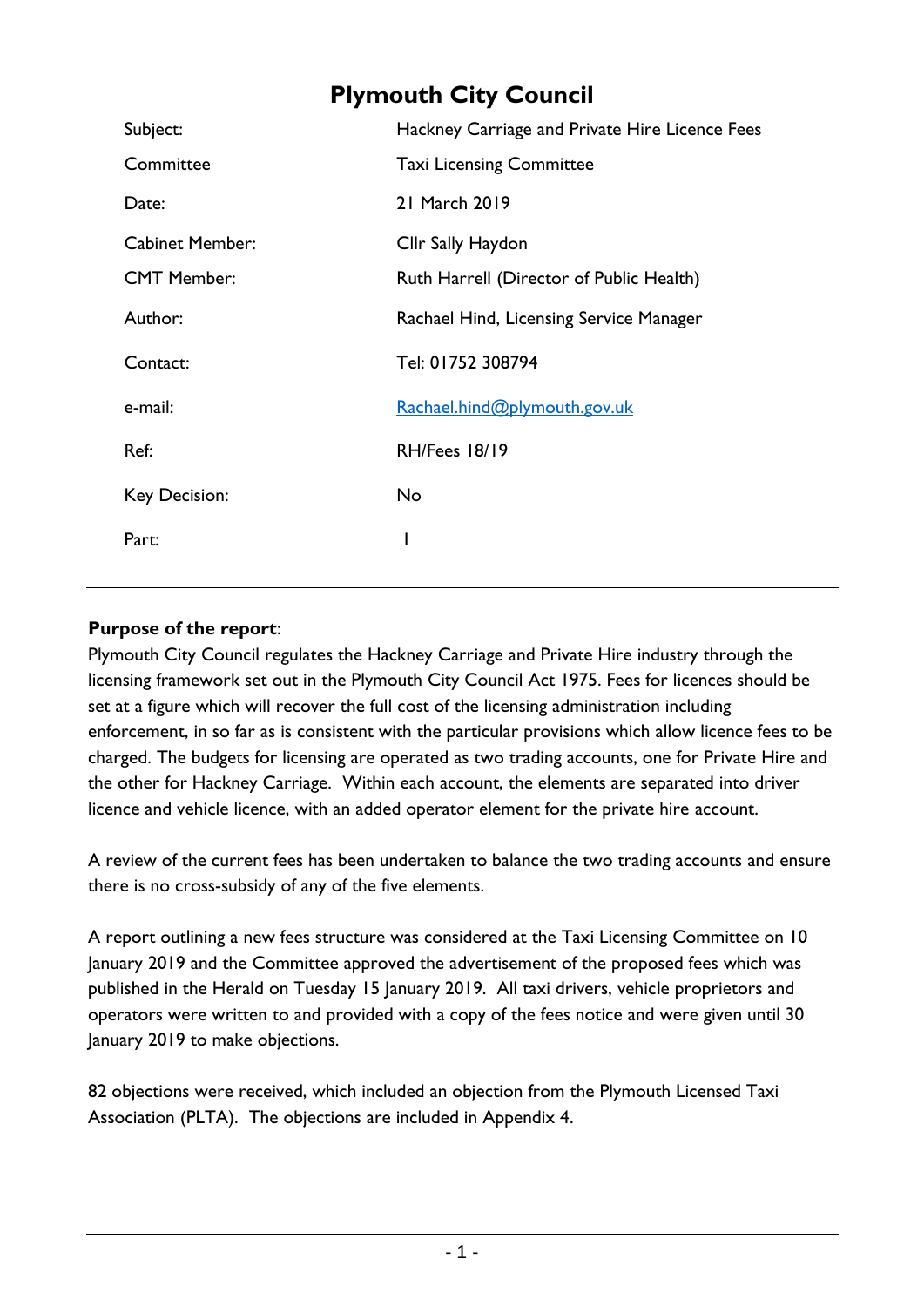# Plymouth City Council

| | |
|---|---|
| Subject: | Hackney Carriage and Private Hire Licence Fees |
| Committee | Taxi Licensing Committee |
| Date: | 21 March 2019 |
| Cabinet Member: | Cllr Sally Haydon |
| CMT Member: | Ruth Harrell (Director of Public Health) |
| Author: | Rachael Hind, Licensing Service Manager |
| Contact: | Tel: 01752 308794 |
| e-mail: | Rachael.hind@plymouth.gov.uk |
| Ref: | RH/Fees 18/19 |
| Key Decision: | No |
| Part: | I |

---

**Purpose of the report**:

Plymouth City Council regulates the Hackney Carriage and Private Hire industry through the licensing framework set out in the Plymouth City Council Act 1975. Fees for licences should be set at a figure which will recover the full cost of the licensing administration including enforcement, in so far as is consistent with the particular provisions which allow licence fees to be charged. The budgets for licensing are operated as two trading accounts, one for Private Hire and the other for Hackney Carriage. Within each account, the elements are separated into driver licence and vehicle licence, with an added operator element for the private hire account.

A review of the current fees has been undertaken to balance the two trading accounts and ensure there is no cross-subsidy of any of the five elements.

A report outlining a new fees structure was considered at the Taxi Licensing Committee on 10 January 2019 and the Committee approved the advertisement of the proposed fees which was published in the Herald on Tuesday 15 January 2019. All taxi drivers, vehicle proprietors and operators were written to and provided with a copy of the fees notice and were given until 30 January 2019 to make objections.

82 objections were received, which included an objection from the Plymouth Licensed Taxi Association (PLTA). The objections are included in Appendix 4.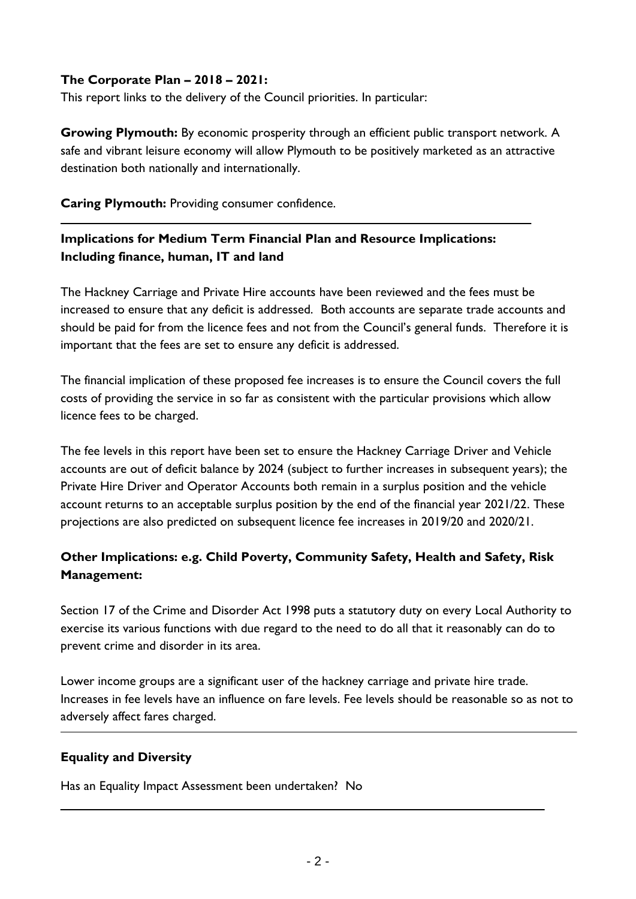**The Corporate Plan – 2018 – 2021:**

This report links to the delivery of the Council priorities. In particular:

**Growing Plymouth:** By economic prosperity through an efficient public transport network. A safe and vibrant leisure economy will allow Plymouth to be positively marketed as an attractive destination both nationally and internationally.

**Caring Plymouth:** Providing consumer confidence.

---

**Implications for Medium Term Financial Plan and Resource Implications: Including finance, human, IT and land**

The Hackney Carriage and Private Hire accounts have been reviewed and the fees must be increased to ensure that any deficit is addressed. Both accounts are separate trade accounts and should be paid for from the licence fees and not from the Council's general funds. Therefore it is important that the fees are set to ensure any deficit is addressed.

The financial implication of these proposed fee increases is to ensure the Council covers the full costs of providing the service in so far as consistent with the particular provisions which allow licence fees to be charged.

The fee levels in this report have been set to ensure the Hackney Carriage Driver and Vehicle accounts are out of deficit balance by 2024 (subject to further increases in subsequent years); the Private Hire Driver and Operator Accounts both remain in a surplus position and the vehicle account returns to an acceptable surplus position by the end of the financial year 2021/22. These projections are also predicted on subsequent licence fee increases in 2019/20 and 2020/21.

**Other Implications: e.g. Child Poverty, Community Safety, Health and Safety, Risk Management:**

Section 17 of the Crime and Disorder Act 1998 puts a statutory duty on every Local Authority to exercise its various functions with due regard to the need to do all that it reasonably can do to prevent crime and disorder in its area.

Lower income groups are a significant user of the hackney carriage and private hire trade. Increases in fee levels have an influence on fare levels. Fee levels should be reasonable so as not to adversely affect fares charged.

---

**Equality and Diversity**

Has an Equality Impact Assessment been undertaken? No

---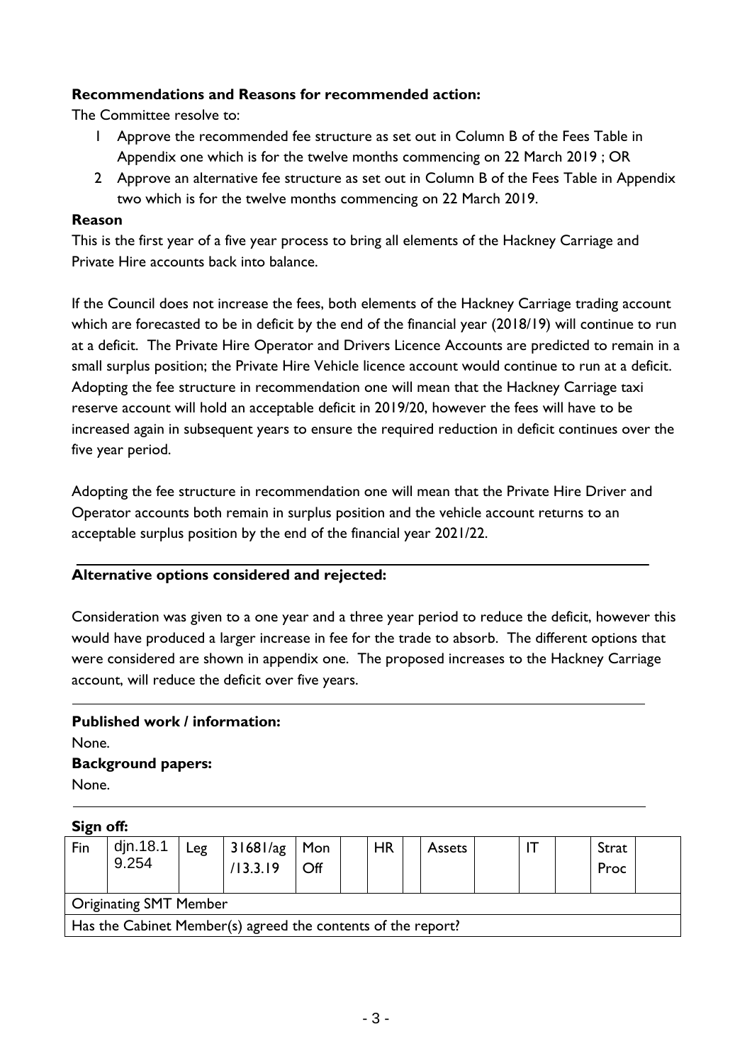**Recommendations and Reasons for recommended action:**

The Committee resolve to:

1 Approve the recommended fee structure as set out in Column B of the Fees Table in Appendix one which is for the twelve months commencing on 22 March 2019 ; OR

2 Approve an alternative fee structure as set out in Column B of the Fees Table in Appendix two which is for the twelve months commencing on 22 March 2019.

**Reason**

This is the first year of a five year process to bring all elements of the Hackney Carriage and Private Hire accounts back into balance.

If the Council does not increase the fees, both elements of the Hackney Carriage trading account which are forecasted to be in deficit by the end of the financial year (2018/19) will continue to run at a deficit. The Private Hire Operator and Drivers Licence Accounts are predicted to remain in a small surplus position; the Private Hire Vehicle licence account would continue to run at a deficit. Adopting the fee structure in recommendation one will mean that the Hackney Carriage taxi reserve account will hold an acceptable deficit in 2019/20, however the fees will have to be increased again in subsequent years to ensure the required reduction in deficit continues over the five year period.

Adopting the fee structure in recommendation one will mean that the Private Hire Driver and Operator accounts both remain in surplus position and the vehicle account returns to an acceptable surplus position by the end of the financial year 2021/22.

**Alternative options considered and rejected:**

Consideration was given to a one year and a three year period to reduce the deficit, however this would have produced a larger increase in fee for the trade to absorb. The different options that were considered are shown in appendix one. The proposed increases to the Hackney Carriage account, will reduce the deficit over five years.

**Published work / information:**

None.

**Background papers:**

None.

**Sign off:**

| Fin | djn.18.1 9.254 | Leg | 31681/ag /13.3.19 | Mon Off | | HR | | Assets | | IT | | Strat Proc | |
|---|---|---|---|---|---|---|---|---|---|---|---|---|---|
| Originating SMT Member | | | | | | | | | | | | | |
| Has the Cabinet Member(s) agreed the contents of the report? | | | | | | | | | | | | | |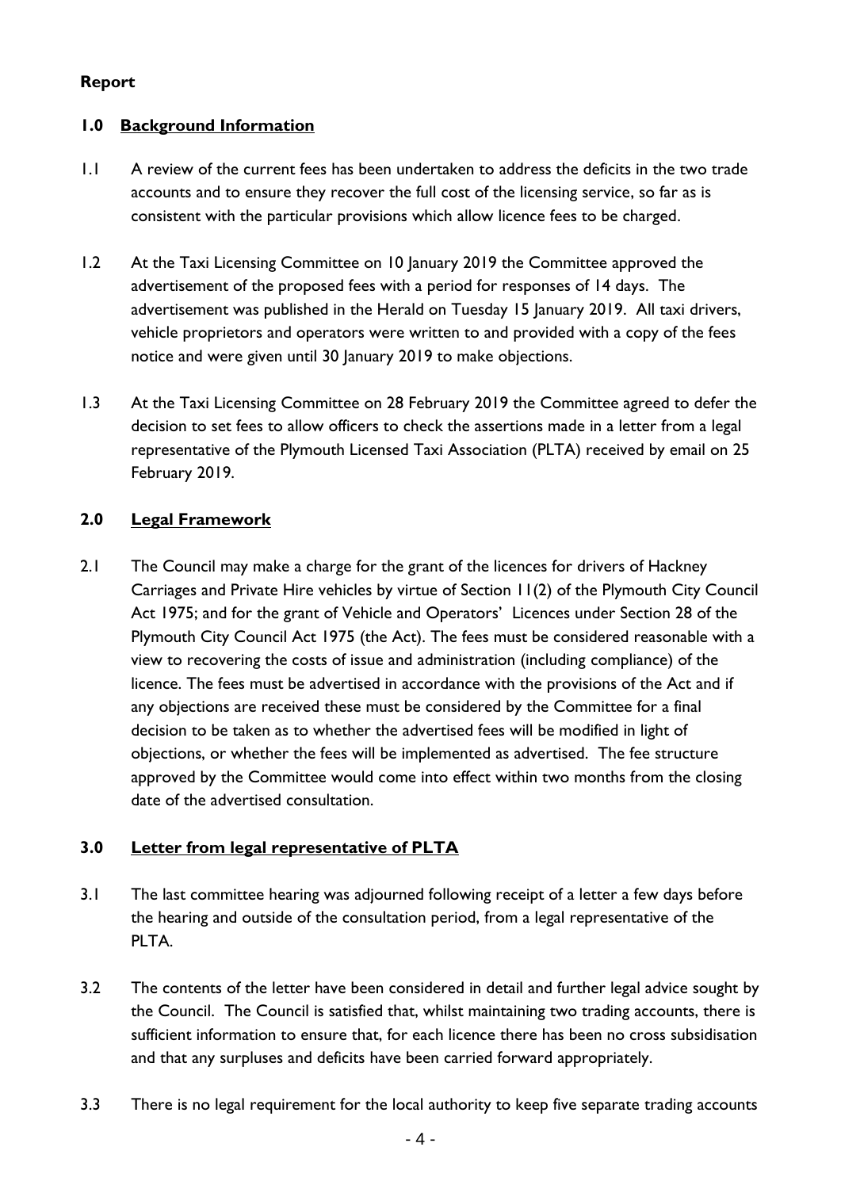**Report**

## 1.0 Background Information

1.1 A review of the current fees has been undertaken to address the deficits in the two trade accounts and to ensure they recover the full cost of the licensing service, so far as is consistent with the particular provisions which allow licence fees to be charged.

1.2 At the Taxi Licensing Committee on 10 January 2019 the Committee approved the advertisement of the proposed fees with a period for responses of 14 days. The advertisement was published in the Herald on Tuesday 15 January 2019. All taxi drivers, vehicle proprietors and operators were written to and provided with a copy of the fees notice and were given until 30 January 2019 to make objections.

1.3 At the Taxi Licensing Committee on 28 February 2019 the Committee agreed to defer the decision to set fees to allow officers to check the assertions made in a letter from a legal representative of the Plymouth Licensed Taxi Association (PLTA) received by email on 25 February 2019.

## 2.0 Legal Framework

2.1 The Council may make a charge for the grant of the licences for drivers of Hackney Carriages and Private Hire vehicles by virtue of Section 11(2) of the Plymouth City Council Act 1975; and for the grant of Vehicle and Operators' Licences under Section 28 of the Plymouth City Council Act 1975 (the Act). The fees must be considered reasonable with a view to recovering the costs of issue and administration (including compliance) of the licence. The fees must be advertised in accordance with the provisions of the Act and if any objections are received these must be considered by the Committee for a final decision to be taken as to whether the advertised fees will be modified in light of objections, or whether the fees will be implemented as advertised. The fee structure approved by the Committee would come into effect within two months from the closing date of the advertised consultation.

## 3.0 Letter from legal representative of PLTA

3.1 The last committee hearing was adjourned following receipt of a letter a few days before the hearing and outside of the consultation period, from a legal representative of the PLTA.

3.2 The contents of the letter have been considered in detail and further legal advice sought by the Council. The Council is satisfied that, whilst maintaining two trading accounts, there is sufficient information to ensure that, for each licence there has been no cross subsidisation and that any surpluses and deficits have been carried forward appropriately.

3.3 There is no legal requirement for the local authority to keep five separate trading accounts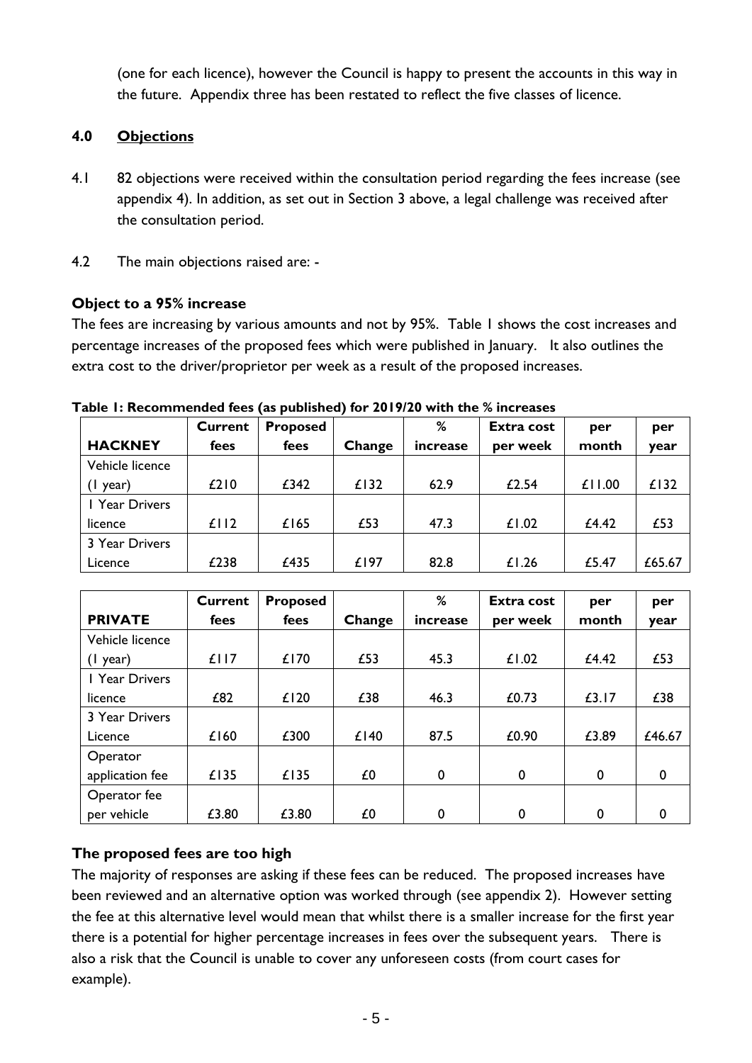(one for each licence), however the Council is happy to present the accounts in this way in the future. Appendix three has been restated to reflect the five classes of licence.

## 4.0 Objections

4.1 82 objections were received within the consultation period regarding the fees increase (see appendix 4). In addition, as set out in Section 3 above, a legal challenge was received after the consultation period.

4.2 The main objections raised are: -

**Object to a 95% increase**

The fees are increasing by various amounts and not by 95%. Table 1 shows the cost increases and percentage increases of the proposed fees which were published in January. It also outlines the extra cost to the driver/proprietor per week as a result of the proposed increases.

**Table 1: Recommended fees (as published) for 2019/20 with the % increases**

| HACKNEY | Current fees | Proposed fees | Change | % increase | Extra cost per week | per month | per year |
|---|---|---|---|---|---|---|---|
| Vehicle licence (1 year) | £210 | £342 | £132 | 62.9 | £2.54 | £11.00 | £132 |
| 1 Year Drivers licence | £112 | £165 | £53 | 47.3 | £1.02 | £4.42 | £53 |
| 3 Year Drivers Licence | £238 | £435 | £197 | 82.8 | £1.26 | £5.47 | £65.67 |

| PRIVATE | Current fees | Proposed fees | Change | % increase | Extra cost per week | per month | per year |
|---|---|---|---|---|---|---|---|
| Vehicle licence (1 year) | £117 | £170 | £53 | 45.3 | £1.02 | £4.42 | £53 |
| 1 Year Drivers licence | £82 | £120 | £38 | 46.3 | £0.73 | £3.17 | £38 |
| 3 Year Drivers Licence | £160 | £300 | £140 | 87.5 | £0.90 | £3.89 | £46.67 |
| Operator application fee | £135 | £135 | £0 | 0 | 0 | 0 | 0 |
| Operator fee per vehicle | £3.80 | £3.80 | £0 | 0 | 0 | 0 | 0 |

**The proposed fees are too high**

The majority of responses are asking if these fees can be reduced. The proposed increases have been reviewed and an alternative option was worked through (see appendix 2). However setting the fee at this alternative level would mean that whilst there is a smaller increase for the first year there is a potential for higher percentage increases in fees over the subsequent years. There is also a risk that the Council is unable to cover any unforeseen costs (from court cases for example).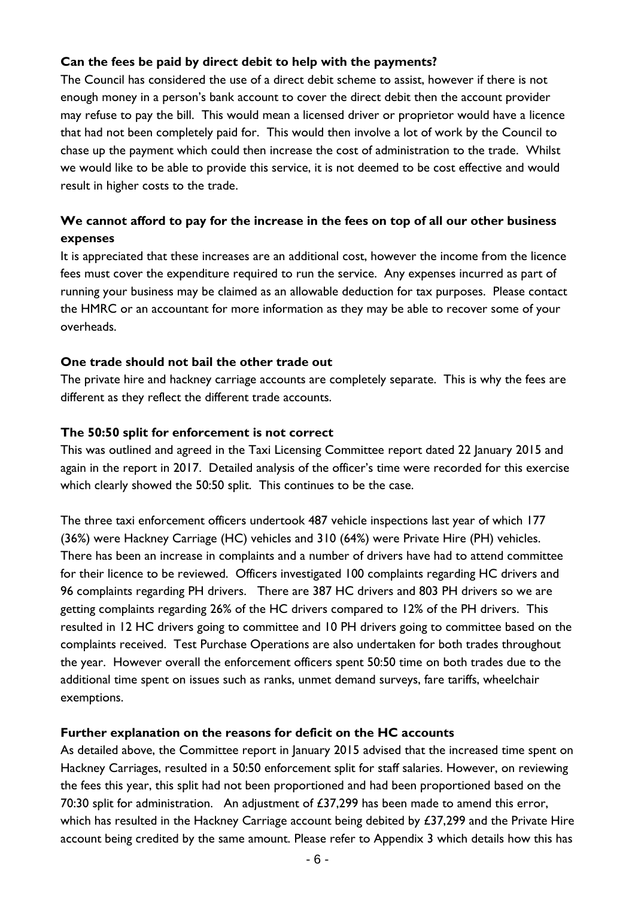**Can the fees be paid by direct debit to help with the payments?**

The Council has considered the use of a direct debit scheme to assist, however if there is not enough money in a person's bank account to cover the direct debit then the account provider may refuse to pay the bill. This would mean a licensed driver or proprietor would have a licence that had not been completely paid for. This would then involve a lot of work by the Council to chase up the payment which could then increase the cost of administration to the trade. Whilst we would like to be able to provide this service, it is not deemed to be cost effective and would result in higher costs to the trade.

**We cannot afford to pay for the increase in the fees on top of all our other business expenses**

It is appreciated that these increases are an additional cost, however the income from the licence fees must cover the expenditure required to run the service. Any expenses incurred as part of running your business may be claimed as an allowable deduction for tax purposes. Please contact the HMRC or an accountant for more information as they may be able to recover some of your overheads.

**One trade should not bail the other trade out**

The private hire and hackney carriage accounts are completely separate. This is why the fees are different as they reflect the different trade accounts.

**The 50:50 split for enforcement is not correct**

This was outlined and agreed in the Taxi Licensing Committee report dated 22 January 2015 and again in the report in 2017. Detailed analysis of the officer's time were recorded for this exercise which clearly showed the 50:50 split. This continues to be the case.

The three taxi enforcement officers undertook 487 vehicle inspections last year of which 177 (36%) were Hackney Carriage (HC) vehicles and 310 (64%) were Private Hire (PH) vehicles. There has been an increase in complaints and a number of drivers have had to attend committee for their licence to be reviewed. Officers investigated 100 complaints regarding HC drivers and 96 complaints regarding PH drivers. There are 387 HC drivers and 803 PH drivers so we are getting complaints regarding 26% of the HC drivers compared to 12% of the PH drivers. This resulted in 12 HC drivers going to committee and 10 PH drivers going to committee based on the complaints received. Test Purchase Operations are also undertaken for both trades throughout the year. However overall the enforcement officers spent 50:50 time on both trades due to the additional time spent on issues such as ranks, unmet demand surveys, fare tariffs, wheelchair exemptions.

**Further explanation on the reasons for deficit on the HC accounts**

As detailed above, the Committee report in January 2015 advised that the increased time spent on Hackney Carriages, resulted in a 50:50 enforcement split for staff salaries. However, on reviewing the fees this year, this split had not been proportioned and had been proportioned based on the 70:30 split for administration. An adjustment of £37,299 has been made to amend this error, which has resulted in the Hackney Carriage account being debited by £37,299 and the Private Hire account being credited by the same amount. Please refer to Appendix 3 which details how this has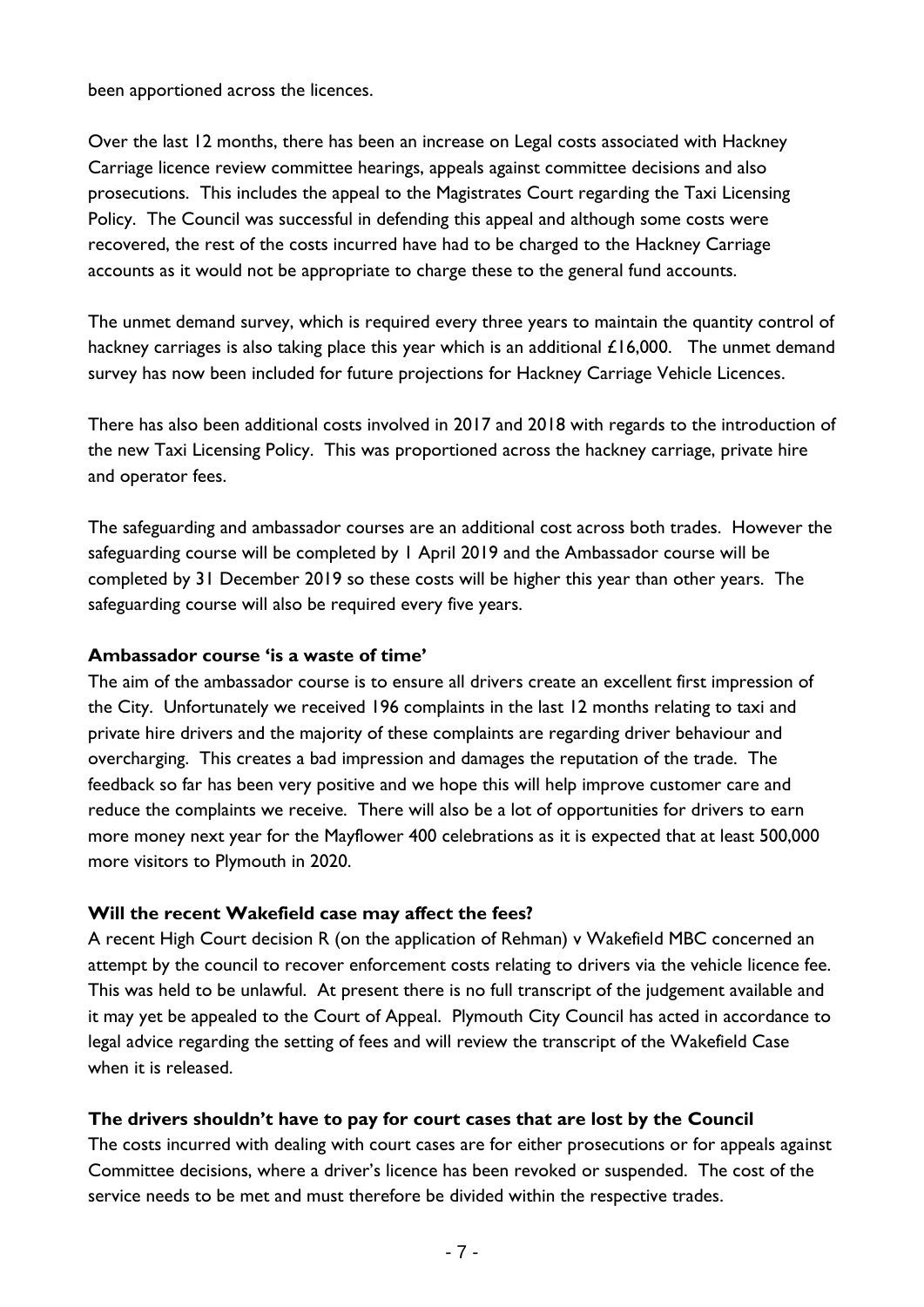been apportioned across the licences.

Over the last 12 months, there has been an increase on Legal costs associated with Hackney Carriage licence review committee hearings, appeals against committee decisions and also prosecutions. This includes the appeal to the Magistrates Court regarding the Taxi Licensing Policy. The Council was successful in defending this appeal and although some costs were recovered, the rest of the costs incurred have had to be charged to the Hackney Carriage accounts as it would not be appropriate to charge these to the general fund accounts.

The unmet demand survey, which is required every three years to maintain the quantity control of hackney carriages is also taking place this year which is an additional £16,000. The unmet demand survey has now been included for future projections for Hackney Carriage Vehicle Licences.

There has also been additional costs involved in 2017 and 2018 with regards to the introduction of the new Taxi Licensing Policy. This was proportioned across the hackney carriage, private hire and operator fees.

The safeguarding and ambassador courses are an additional cost across both trades. However the safeguarding course will be completed by 1 April 2019 and the Ambassador course will be completed by 31 December 2019 so these costs will be higher this year than other years. The safeguarding course will also be required every five years.

**Ambassador course 'is a waste of time'**

The aim of the ambassador course is to ensure all drivers create an excellent first impression of the City. Unfortunately we received 196 complaints in the last 12 months relating to taxi and private hire drivers and the majority of these complaints are regarding driver behaviour and overcharging. This creates a bad impression and damages the reputation of the trade. The feedback so far has been very positive and we hope this will help improve customer care and reduce the complaints we receive. There will also be a lot of opportunities for drivers to earn more money next year for the Mayflower 400 celebrations as it is expected that at least 500,000 more visitors to Plymouth in 2020.

**Will the recent Wakefield case may affect the fees?**

A recent High Court decision R (on the application of Rehman) v Wakefield MBC concerned an attempt by the council to recover enforcement costs relating to drivers via the vehicle licence fee. This was held to be unlawful. At present there is no full transcript of the judgement available and it may yet be appealed to the Court of Appeal. Plymouth City Council has acted in accordance to legal advice regarding the setting of fees and will review the transcript of the Wakefield Case when it is released.

**The drivers shouldn't have to pay for court cases that are lost by the Council**

The costs incurred with dealing with court cases are for either prosecutions or for appeals against Committee decisions, where a driver's licence has been revoked or suspended. The cost of the service needs to be met and must therefore be divided within the respective trades.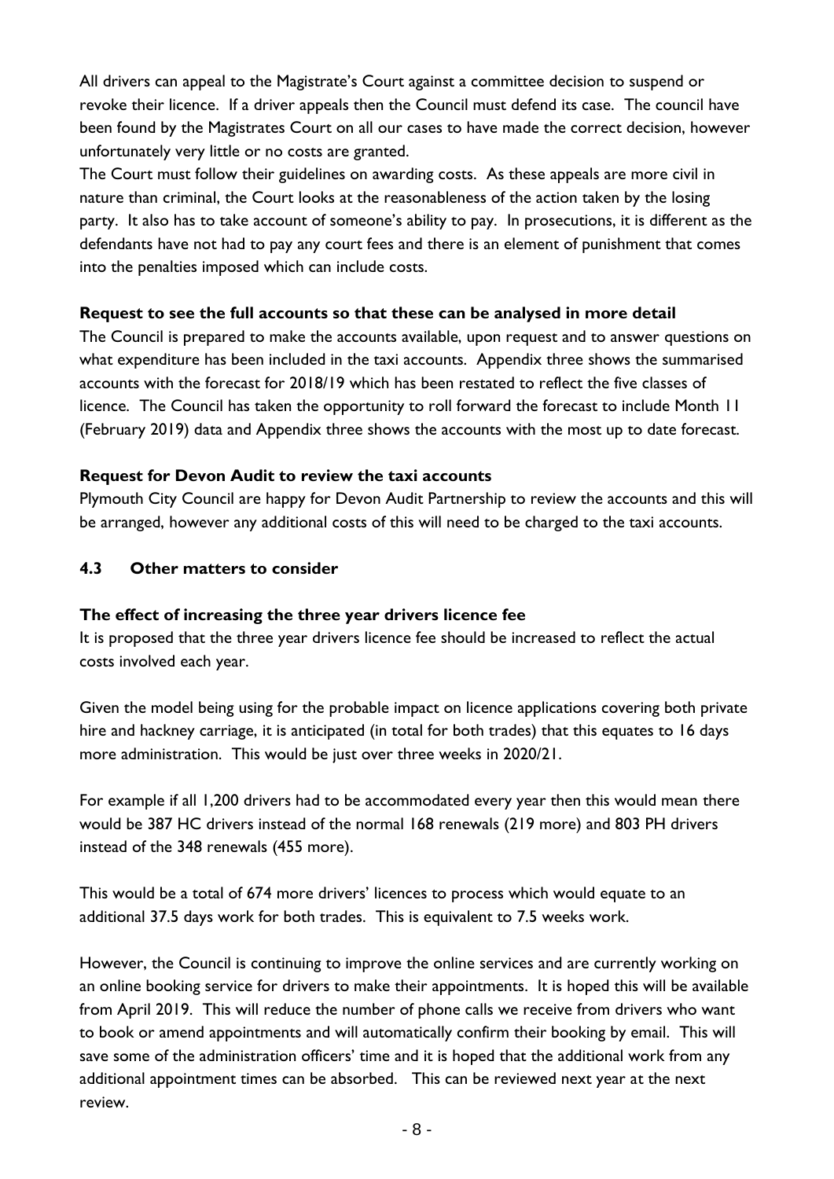All drivers can appeal to the Magistrate's Court against a committee decision to suspend or revoke their licence. If a driver appeals then the Council must defend its case. The council have been found by the Magistrates Court on all our cases to have made the correct decision, however unfortunately very little or no costs are granted.
The Court must follow their guidelines on awarding costs. As these appeals are more civil in nature than criminal, the Court looks at the reasonableness of the action taken by the losing party. It also has to take account of someone's ability to pay. In prosecutions, it is different as the defendants have not had to pay any court fees and there is an element of punishment that comes into the penalties imposed which can include costs.

**Request to see the full accounts so that these can be analysed in more detail**
The Council is prepared to make the accounts available, upon request and to answer questions on what expenditure has been included in the taxi accounts. Appendix three shows the summarised accounts with the forecast for 2018/19 which has been restated to reflect the five classes of licence. The Council has taken the opportunity to roll forward the forecast to include Month 11 (February 2019) data and Appendix three shows the accounts with the most up to date forecast.

**Request for Devon Audit to review the taxi accounts**
Plymouth City Council are happy for Devon Audit Partnership to review the accounts and this will be arranged, however any additional costs of this will need to be charged to the taxi accounts.

### 4.3 Other matters to consider

**The effect of increasing the three year drivers licence fee**
It is proposed that the three year drivers licence fee should be increased to reflect the actual costs involved each year.

Given the model being using for the probable impact on licence applications covering both private hire and hackney carriage, it is anticipated (in total for both trades) that this equates to 16 days more administration. This would be just over three weeks in 2020/21.

For example if all 1,200 drivers had to be accommodated every year then this would mean there would be 387 HC drivers instead of the normal 168 renewals (219 more) and 803 PH drivers instead of the 348 renewals (455 more).

This would be a total of 674 more drivers' licences to process which would equate to an additional 37.5 days work for both trades. This is equivalent to 7.5 weeks work.

However, the Council is continuing to improve the online services and are currently working on an online booking service for drivers to make their appointments. It is hoped this will be available from April 2019. This will reduce the number of phone calls we receive from drivers who want to book or amend appointments and will automatically confirm their booking by email. This will save some of the administration officers' time and it is hoped that the additional work from any additional appointment times can be absorbed. This can be reviewed next year at the next review.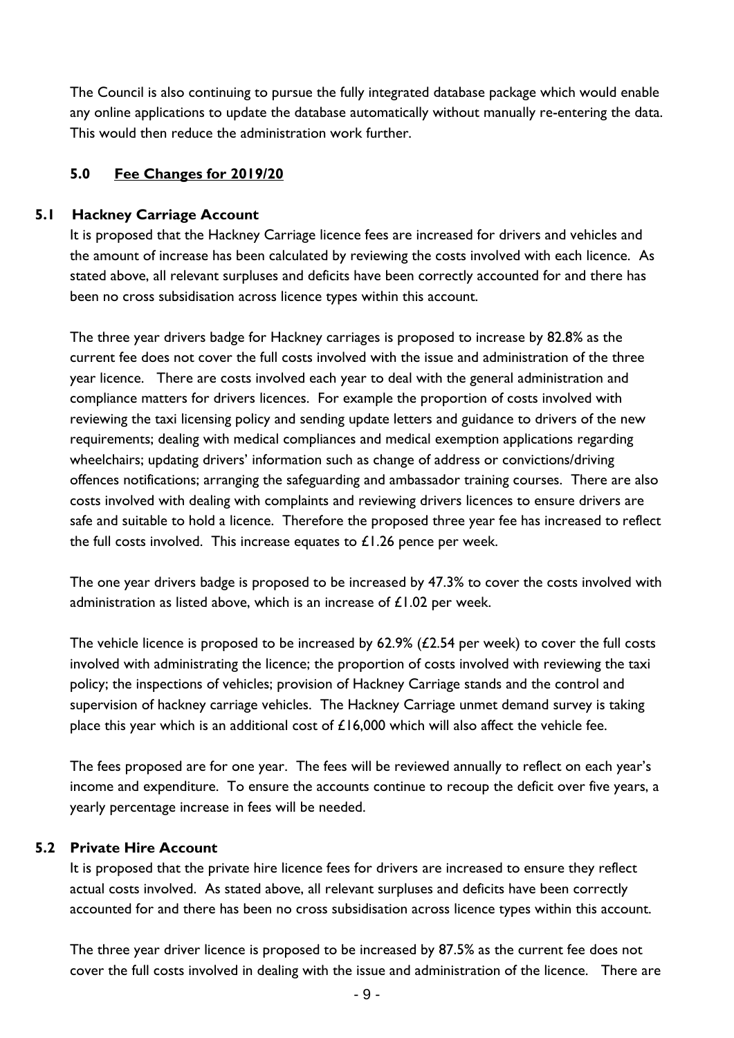The Council is also continuing to pursue the fully integrated database package which would enable any online applications to update the database automatically without manually re-entering the data. This would then reduce the administration work further.

## 5.0 Fee Changes for 2019/20

### 5.1 Hackney Carriage Account

It is proposed that the Hackney Carriage licence fees are increased for drivers and vehicles and the amount of increase has been calculated by reviewing the costs involved with each licence. As stated above, all relevant surpluses and deficits have been correctly accounted for and there has been no cross subsidisation across licence types within this account.

The three year drivers badge for Hackney carriages is proposed to increase by 82.8% as the current fee does not cover the full costs involved with the issue and administration of the three year licence. There are costs involved each year to deal with the general administration and compliance matters for drivers licences. For example the proportion of costs involved with reviewing the taxi licensing policy and sending update letters and guidance to drivers of the new requirements; dealing with medical compliances and medical exemption applications regarding wheelchairs; updating drivers' information such as change of address or convictions/driving offences notifications; arranging the safeguarding and ambassador training courses. There are also costs involved with dealing with complaints and reviewing drivers licences to ensure drivers are safe and suitable to hold a licence. Therefore the proposed three year fee has increased to reflect the full costs involved. This increase equates to £1.26 pence per week.

The one year drivers badge is proposed to be increased by 47.3% to cover the costs involved with administration as listed above, which is an increase of £1.02 per week.

The vehicle licence is proposed to be increased by 62.9% (£2.54 per week) to cover the full costs involved with administrating the licence; the proportion of costs involved with reviewing the taxi policy; the inspections of vehicles; provision of Hackney Carriage stands and the control and supervision of hackney carriage vehicles. The Hackney Carriage unmet demand survey is taking place this year which is an additional cost of £16,000 which will also affect the vehicle fee.

The fees proposed are for one year. The fees will be reviewed annually to reflect on each year's income and expenditure. To ensure the accounts continue to recoup the deficit over five years, a yearly percentage increase in fees will be needed.

### 5.2 Private Hire Account

It is proposed that the private hire licence fees for drivers are increased to ensure they reflect actual costs involved. As stated above, all relevant surpluses and deficits have been correctly accounted for and there has been no cross subsidisation across licence types within this account.

The three year driver licence is proposed to be increased by 87.5% as the current fee does not cover the full costs involved in dealing with the issue and administration of the licence. There are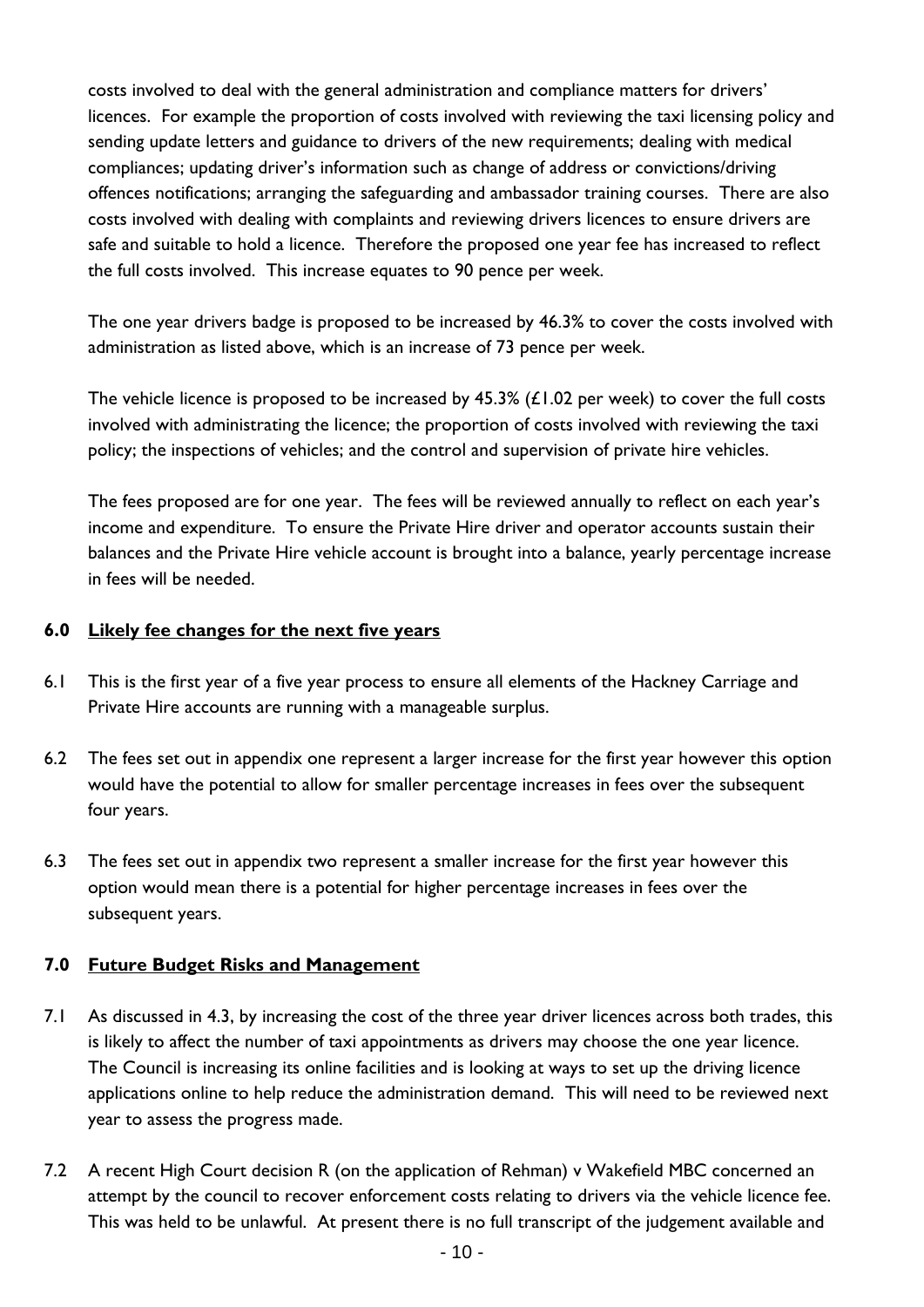costs involved to deal with the general administration and compliance matters for drivers' licences. For example the proportion of costs involved with reviewing the taxi licensing policy and sending update letters and guidance to drivers of the new requirements; dealing with medical compliances; updating driver's information such as change of address or convictions/driving offences notifications; arranging the safeguarding and ambassador training courses. There are also costs involved with dealing with complaints and reviewing drivers licences to ensure drivers are safe and suitable to hold a licence. Therefore the proposed one year fee has increased to reflect the full costs involved. This increase equates to 90 pence per week.

The one year drivers badge is proposed to be increased by 46.3% to cover the costs involved with administration as listed above, which is an increase of 73 pence per week.

The vehicle licence is proposed to be increased by 45.3% (£1.02 per week) to cover the full costs involved with administrating the licence; the proportion of costs involved with reviewing the taxi policy; the inspections of vehicles; and the control and supervision of private hire vehicles.

The fees proposed are for one year. The fees will be reviewed annually to reflect on each year's income and expenditure. To ensure the Private Hire driver and operator accounts sustain their balances and the Private Hire vehicle account is brought into a balance, yearly percentage increase in fees will be needed.

## 6.0 Likely fee changes for the next five years

6.1 This is the first year of a five year process to ensure all elements of the Hackney Carriage and Private Hire accounts are running with a manageable surplus.

6.2 The fees set out in appendix one represent a larger increase for the first year however this option would have the potential to allow for smaller percentage increases in fees over the subsequent four years.

6.3 The fees set out in appendix two represent a smaller increase for the first year however this option would mean there is a potential for higher percentage increases in fees over the subsequent years.

## 7.0 Future Budget Risks and Management

7.1 As discussed in 4.3, by increasing the cost of the three year driver licences across both trades, this is likely to affect the number of taxi appointments as drivers may choose the one year licence. The Council is increasing its online facilities and is looking at ways to set up the driving licence applications online to help reduce the administration demand. This will need to be reviewed next year to assess the progress made.

7.2 A recent High Court decision R (on the application of Rehman) v Wakefield MBC concerned an attempt by the council to recover enforcement costs relating to drivers via the vehicle licence fee. This was held to be unlawful. At present there is no full transcript of the judgement available and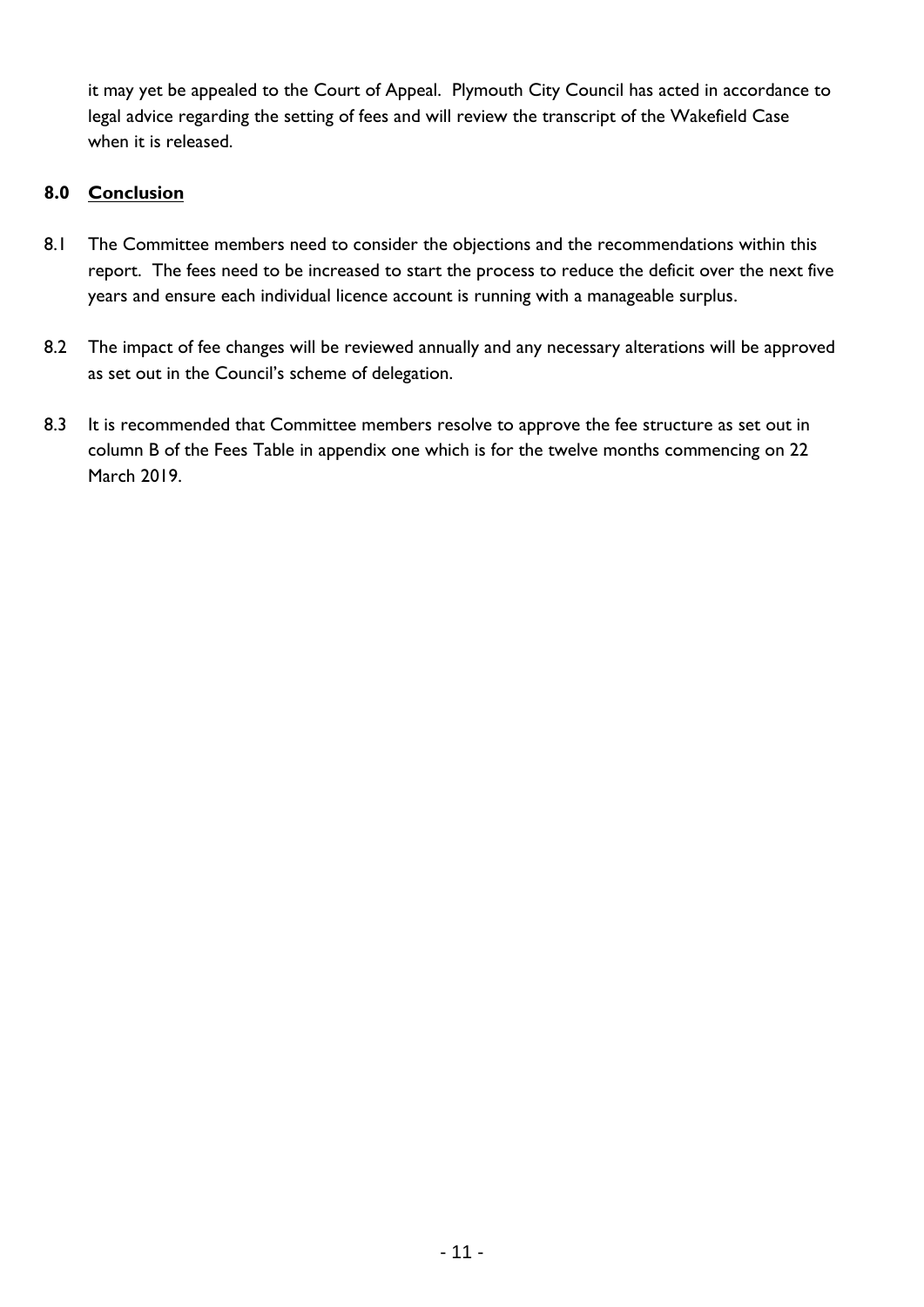it may yet be appealed to the Court of Appeal. Plymouth City Council has acted in accordance to legal advice regarding the setting of fees and will review the transcript of the Wakefield Case when it is released.

## 8.0 Conclusion

8.1 The Committee members need to consider the objections and the recommendations within this report. The fees need to be increased to start the process to reduce the deficit over the next five years and ensure each individual licence account is running with a manageable surplus.

8.2 The impact of fee changes will be reviewed annually and any necessary alterations will be approved as set out in the Council's scheme of delegation.

8.3 It is recommended that Committee members resolve to approve the fee structure as set out in column B of the Fees Table in appendix one which is for the twelve months commencing on 22 March 2019.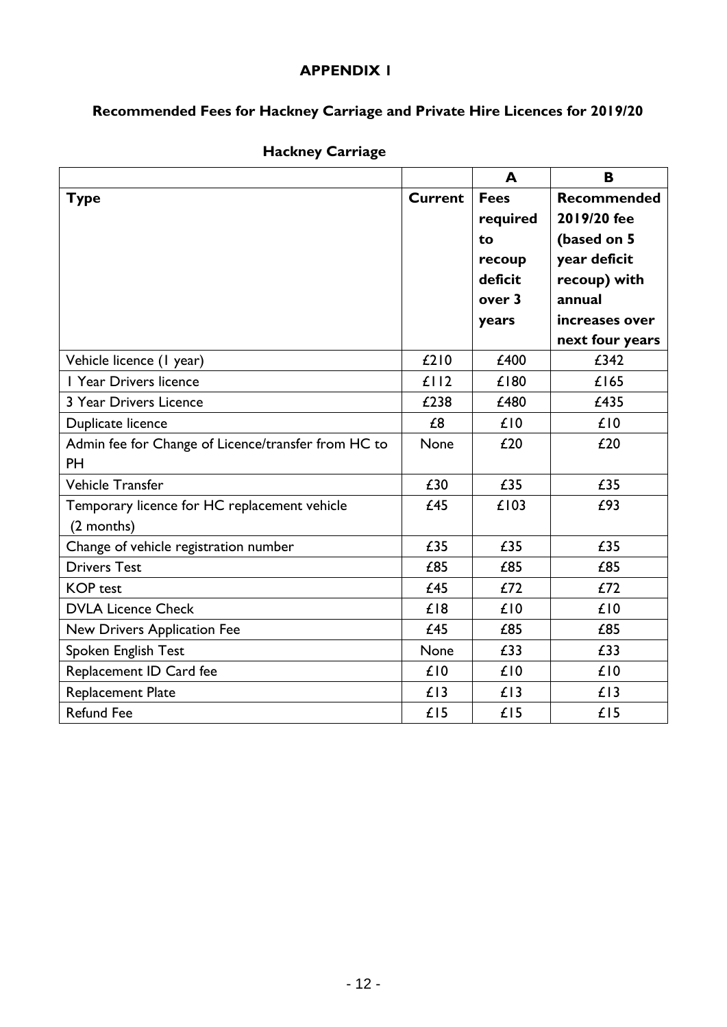# APPENDIX 1

## Recommended Fees for Hackney Carriage and Private Hire Licences for 2019/20

### Hackney Carriage

| | | A | B |
|---|---|---|---|
| **Type** | **Current** | **Fees required to recoup deficit over 3 years** | **Recommended 2019/20 fee (based on 5 year deficit recoup) with annual increases over next four years** |
| Vehicle licence (1 year) | £210 | £400 | £342 |
| 1 Year Drivers licence | £112 | £180 | £165 |
| 3 Year Drivers Licence | £238 | £480 | £435 |
| Duplicate licence | £8 | £10 | £10 |
| Admin fee for Change of Licence/transfer from HC to PH | None | £20 | £20 |
| Vehicle Transfer | £30 | £35 | £35 |
| Temporary licence for HC replacement vehicle (2 months) | £45 | £103 | £93 |
| Change of vehicle registration number | £35 | £35 | £35 |
| Drivers Test | £85 | £85 | £85 |
| KOP test | £45 | £72 | £72 |
| DVLA Licence Check | £18 | £10 | £10 |
| New Drivers Application Fee | £45 | £85 | £85 |
| Spoken English Test | None | £33 | £33 |
| Replacement ID Card fee | £10 | £10 | £10 |
| Replacement Plate | £13 | £13 | £13 |
| Refund Fee | £15 | £15 | £15 |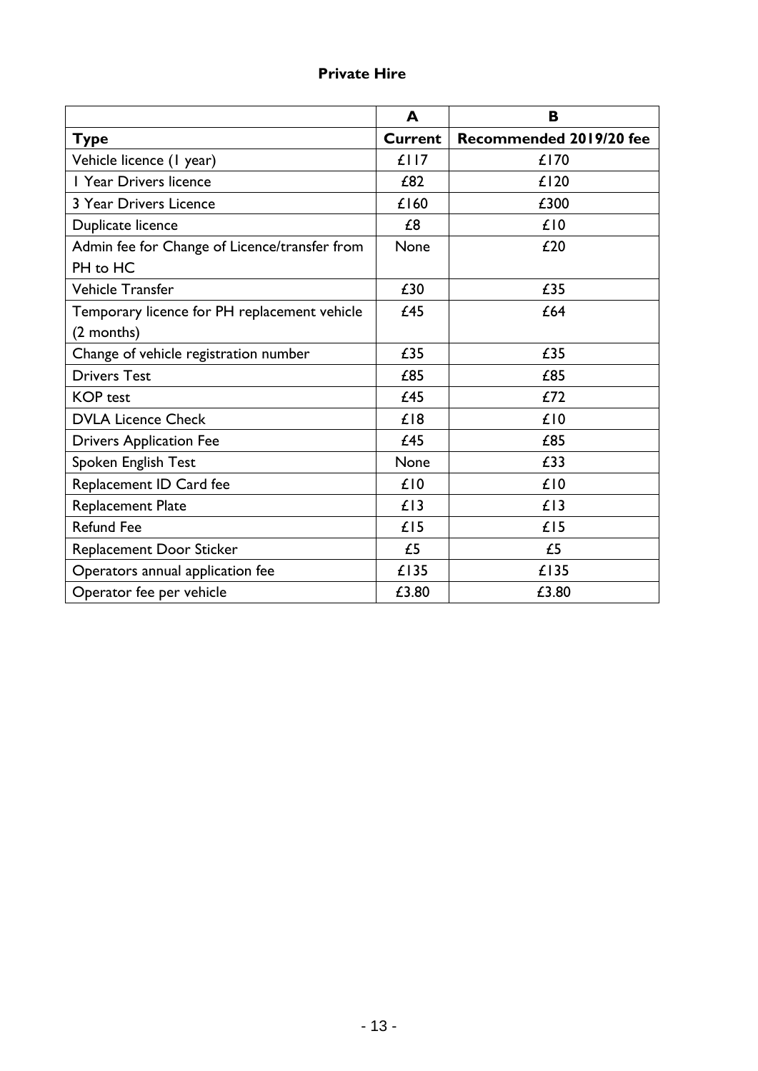**Private Hire**

| | A | B |
|---|---|---|
| **Type** | **Current** | **Recommended 2019/20 fee** |
| Vehicle licence (1 year) | £117 | £170 |
| 1 Year Drivers licence | £82 | £120 |
| 3 Year Drivers Licence | £160 | £300 |
| Duplicate licence | £8 | £10 |
| Admin fee for Change of Licence/transfer from PH to HC | None | £20 |
| Vehicle Transfer | £30 | £35 |
| Temporary licence for PH replacement vehicle (2 months) | £45 | £64 |
| Change of vehicle registration number | £35 | £35 |
| Drivers Test | £85 | £85 |
| KOP test | £45 | £72 |
| DVLA Licence Check | £18 | £10 |
| Drivers Application Fee | £45 | £85 |
| Spoken English Test | None | £33 |
| Replacement ID Card fee | £10 | £10 |
| Replacement Plate | £13 | £13 |
| Refund Fee | £15 | £15 |
| Replacement Door Sticker | £5 | £5 |
| Operators annual application fee | £135 | £135 |
| Operator fee per vehicle | £3.80 | £3.80 |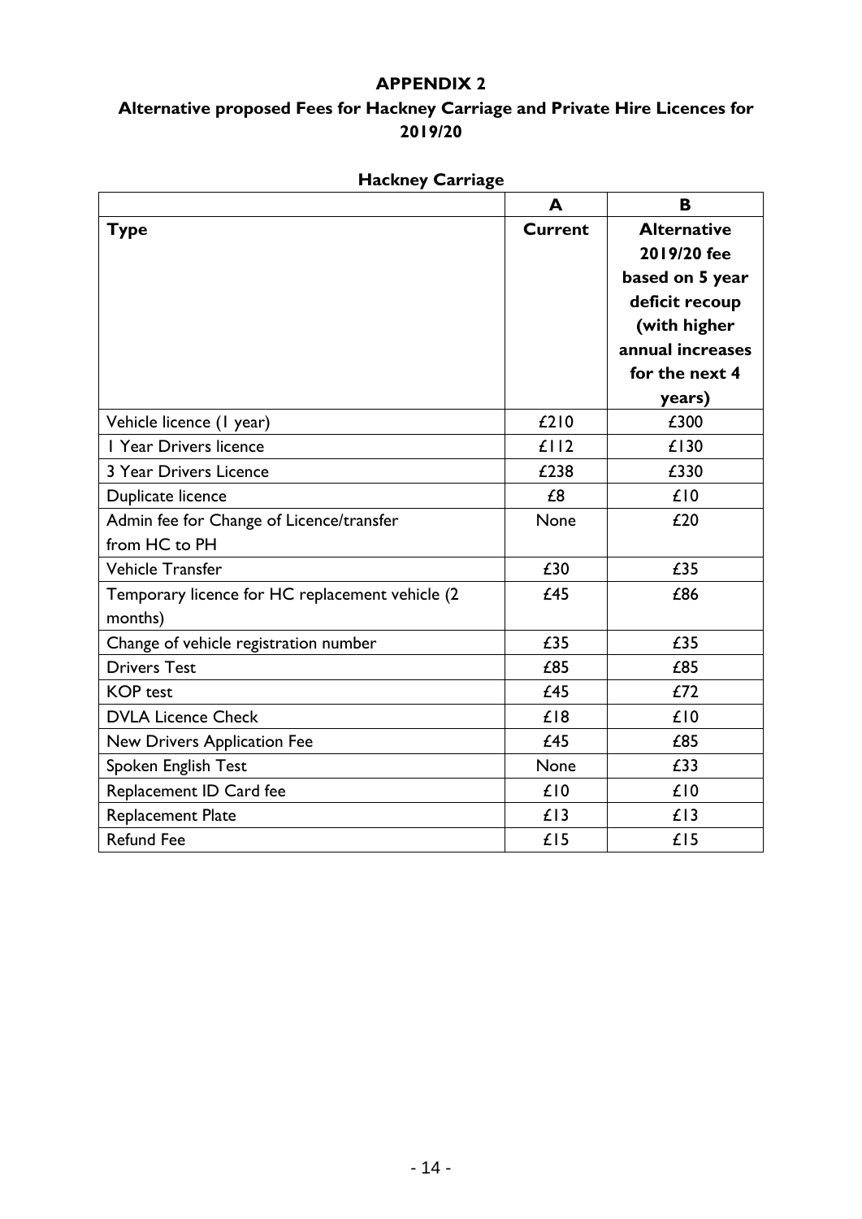# APPENDIX 2

## Alternative proposed Fees for Hackney Carriage and Private Hire Licences for 2019/20

### Hackney Carriage

| | A | B |
|---|---|---|
| **Type** | **Current** | **Alternative 2019/20 fee based on 5 year deficit recoup (with higher annual increases for the next 4 years)** |
| Vehicle licence (1 year) | £210 | £300 |
| 1 Year Drivers licence | £112 | £130 |
| 3 Year Drivers Licence | £238 | £330 |
| Duplicate licence | £8 | £10 |
| Admin fee for Change of Licence/transfer from HC to PH | None | £20 |
| Vehicle Transfer | £30 | £35 |
| Temporary licence for HC replacement vehicle (2 months) | £45 | £86 |
| Change of vehicle registration number | £35 | £35 |
| Drivers Test | £85 | £85 |
| KOP test | £45 | £72 |
| DVLA Licence Check | £18 | £10 |
| New Drivers Application Fee | £45 | £85 |
| Spoken English Test | None | £33 |
| Replacement ID Card fee | £10 | £10 |
| Replacement Plate | £13 | £13 |
| Refund Fee | £15 | £15 |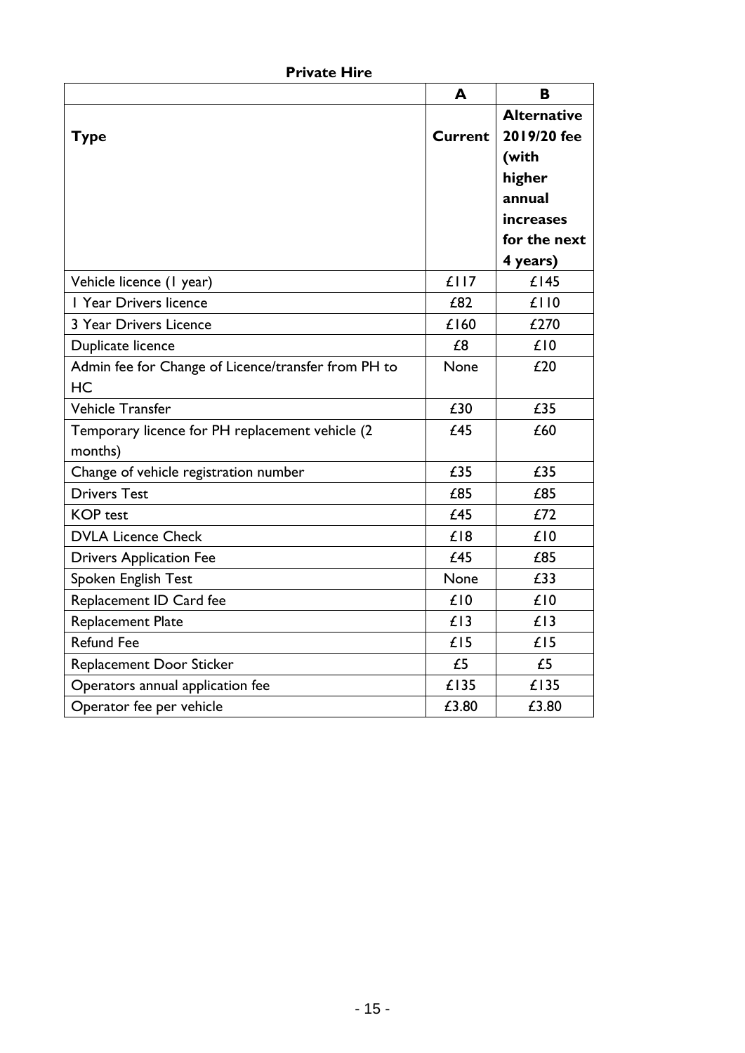**Private Hire**

| | A | B |
|---|---|---|
| **Type** | **Current** | **Alternative 2019/20 fee (with higher annual increases for the next 4 years)** |
| Vehicle licence (1 year) | £117 | £145 |
| 1 Year Drivers licence | £82 | £110 |
| 3 Year Drivers Licence | £160 | £270 |
| Duplicate licence | £8 | £10 |
| Admin fee for Change of Licence/transfer from PH to HC | None | £20 |
| Vehicle Transfer | £30 | £35 |
| Temporary licence for PH replacement vehicle (2 months) | £45 | £60 |
| Change of vehicle registration number | £35 | £35 |
| Drivers Test | £85 | £85 |
| KOP test | £45 | £72 |
| DVLA Licence Check | £18 | £10 |
| Drivers Application Fee | £45 | £85 |
| Spoken English Test | None | £33 |
| Replacement ID Card fee | £10 | £10 |
| Replacement Plate | £13 | £13 |
| Refund Fee | £15 | £15 |
| Replacement Door Sticker | £5 | £5 |
| Operators annual application fee | £135 | £135 |
| Operator fee per vehicle | £3.80 | £3.80 |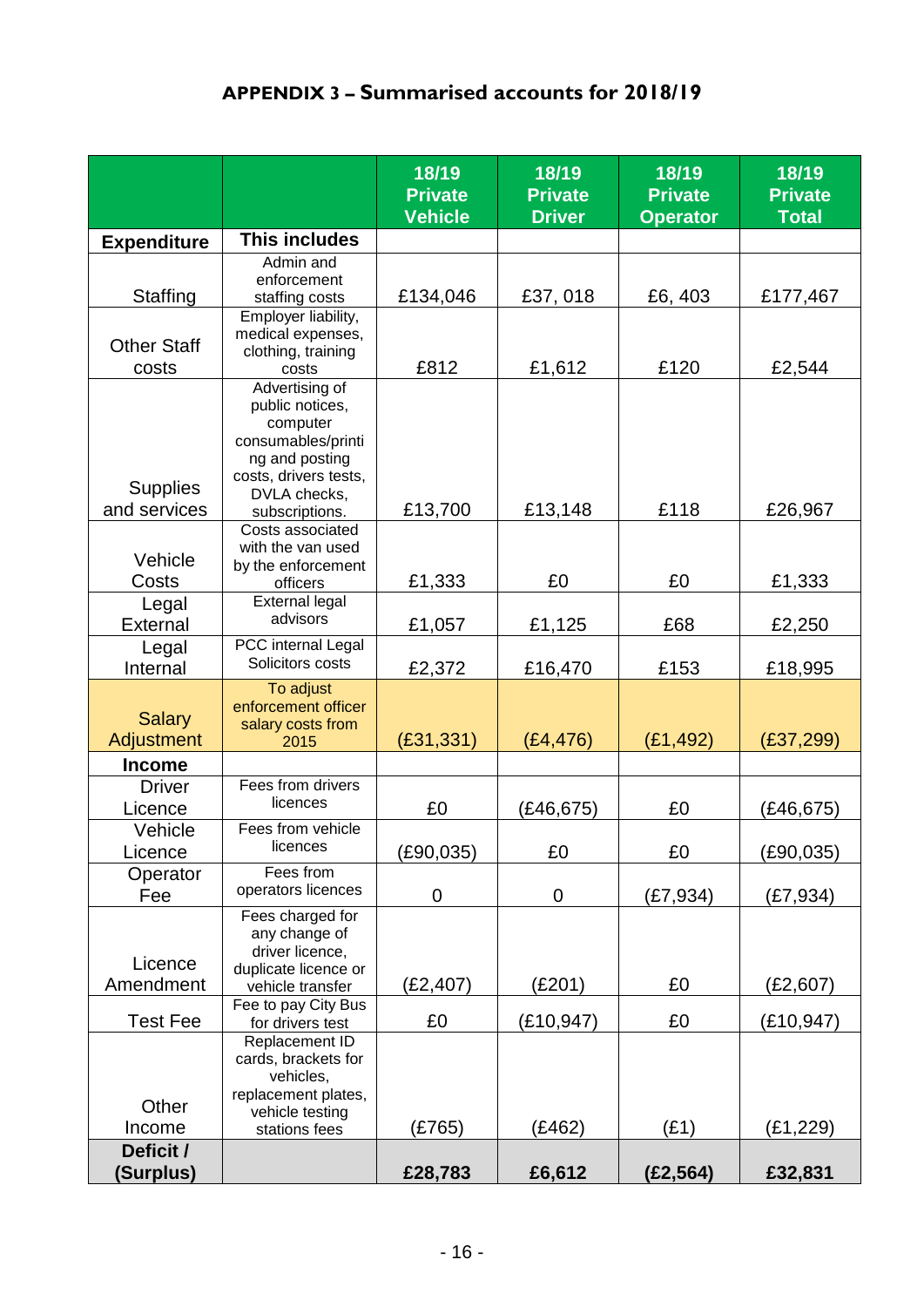## APPENDIX 3 – Summarised accounts for 2018/19

| | | 18/19 Private Vehicle | 18/19 Private Driver | 18/19 Private Operator | 18/19 Private Total |
|---|---|---|---|---|---|
| **Expenditure** | **This includes** | | | | |
| Staffing | Admin and enforcement staffing costs | £134,046 | £37, 018 | £6, 403 | £177,467 |
| Other Staff costs | Employer liability, medical expenses, clothing, training costs | £812 | £1,612 | £120 | £2,544 |
| Supplies and services | Advertising of public notices, computer consumables/printing and posting costs, drivers tests, DVLA checks, subscriptions. | £13,700 | £13,148 | £118 | £26,967 |
| Vehicle Costs | Costs associated with the van used by the enforcement officers | £1,333 | £0 | £0 | £1,333 |
| Legal External | External legal advisors | £1,057 | £1,125 | £68 | £2,250 |
| Legal Internal | PCC internal Legal Solicitors costs | £2,372 | £16,470 | £153 | £18,995 |
| Salary Adjustment | To adjust enforcement officer salary costs from 2015 | (£31,331) | (£4,476) | (£1,492) | (£37,299) |
| **Income** | | | | | |
| Driver Licence | Fees from drivers licences | £0 | (£46,675) | £0 | (£46,675) |
| Vehicle Licence | Fees from vehicle licences | (£90,035) | £0 | £0 | (£90,035) |
| Operator Fee | Fees from operators licences | 0 | 0 | (£7,934) | (£7,934) |
| Licence Amendment | Fees charged for any change of driver licence, duplicate licence or vehicle transfer | (£2,407) | (£201) | £0 | (£2,607) |
| Test Fee | Fee to pay City Bus for drivers test | £0 | (£10,947) | £0 | (£10,947) |
| Other Income | Replacement ID cards, brackets for vehicles, replacement plates, vehicle testing stations fees | (£765) | (£462) | (£1) | (£1,229) |
| **Deficit / (Surplus)** | | **£28,783** | **£6,612** | **(£2,564)** | **£32,831** |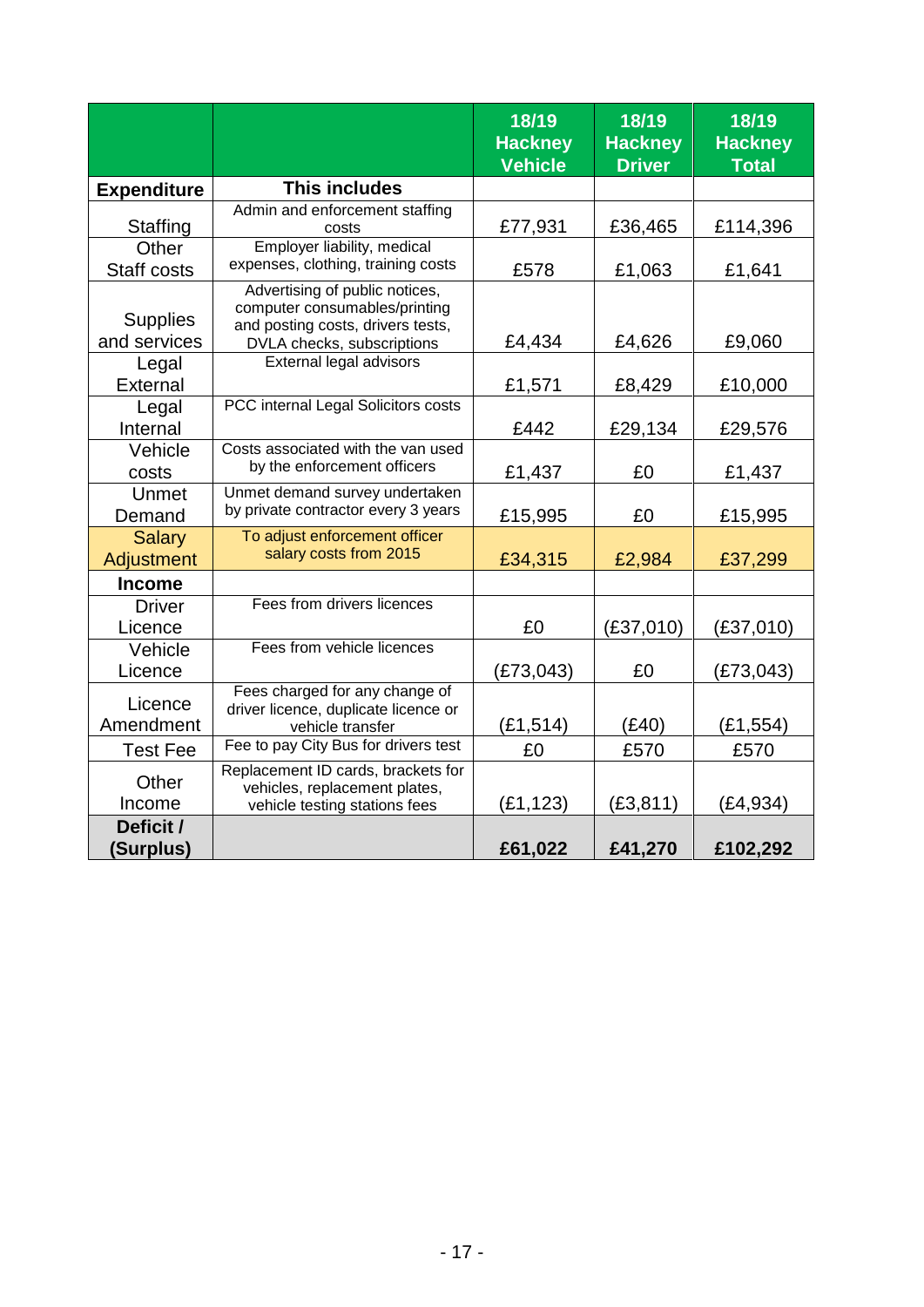| | | 18/19 Hackney Vehicle | 18/19 Hackney Driver | 18/19 Hackney Total |
|---|---|---|---|---|
| **Expenditure** | **This includes** | | | |
| Staffing | Admin and enforcement staffing costs | £77,931 | £36,465 | £114,396 |
| Other Staff costs | Employer liability, medical expenses, clothing, training costs | £578 | £1,063 | £1,641 |
| Supplies and services | Advertising of public notices, computer consumables/printing and posting costs, drivers tests, DVLA checks, subscriptions | £4,434 | £4,626 | £9,060 |
| Legal External | External legal advisors | £1,571 | £8,429 | £10,000 |
| Legal Internal | PCC internal Legal Solicitors costs | £442 | £29,134 | £29,576 |
| Vehicle costs | Costs associated with the van used by the enforcement officers | £1,437 | £0 | £1,437 |
| Unmet Demand | Unmet demand survey undertaken by private contractor every 3 years | £15,995 | £0 | £15,995 |
| Salary Adjustment | To adjust enforcement officer salary costs from 2015 | £34,315 | £2,984 | £37,299 |
| **Income** | | | | |
| Driver Licence | Fees from drivers licences | £0 | (£37,010) | (£37,010) |
| Vehicle Licence | Fees from vehicle licences | (£73,043) | £0 | (£73,043) |
| Licence Amendment | Fees charged for any change of driver licence, duplicate licence or vehicle transfer | (£1,514) | (£40) | (£1,554) |
| Test Fee | Fee to pay City Bus for drivers test | £0 | £570 | £570 |
| Other Income | Replacement ID cards, brackets for vehicles, replacement plates, vehicle testing stations fees | (£1,123) | (£3,811) | (£4,934) |
| **Deficit / (Surplus)** | | **£61,022** | **£41,270** | **£102,292** |